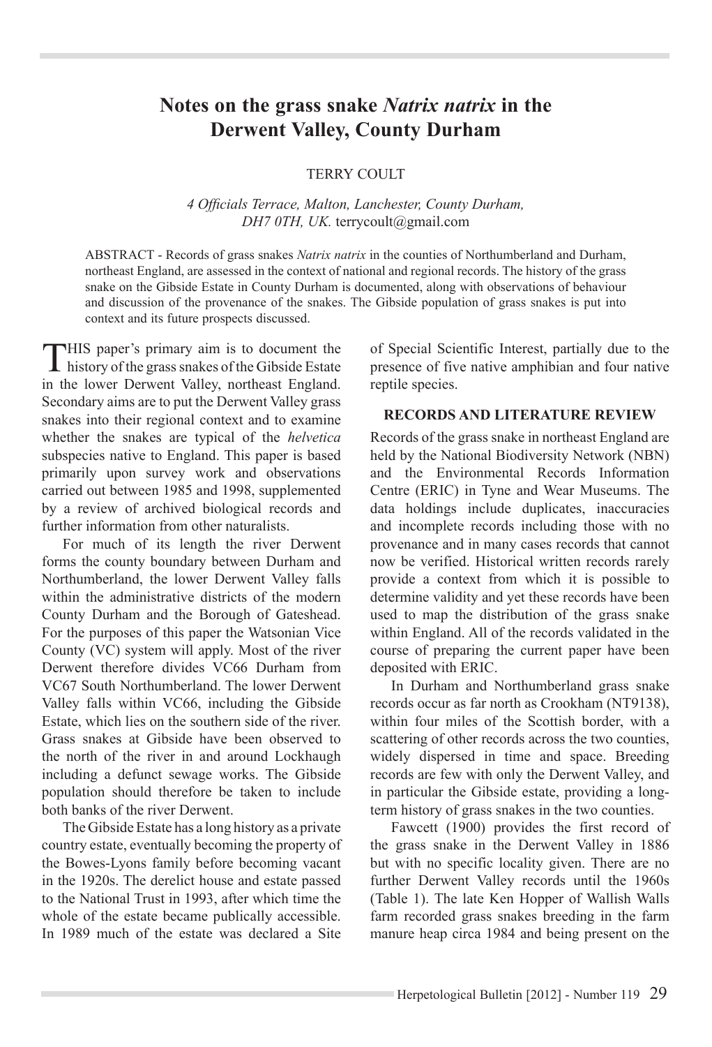# Notes on the grass snake *Natrix natrix* in the Derwent Valley, County Durham

TERRY COULT

*4 Officials Terrace, Malton, Lanchester, County Durham, DH7 0TH, UK.* terrycoult@gmail.com

ABSTRACT - Records of grass snakes *Natrix natrix* in the counties of Northumberland and Durham, northeast England, are assessed in the context of national and regional records. The history of the grass snake on the Gibside Estate in County Durham is documented, along with observations of behaviour and discussion of the provenance of the snakes. The Gibside population of grass snakes is put into context and its future prospects discussed.

THIS paper's primary aim is to document the history of the grass snakes of the Gibside Estate in the lower Derwent Valley, northeast England. Secondary aims are to put the Derwent Valley grass snakes into their regional context and to examine whether the snakes are typical of the *helvetica* subspecies native to England. This paper is based primarily upon survey work and observations carried out between 1985 and 1998, supplemented by a review of archived biological records and further information from other naturalists.

For much of its length the river Derwent forms the county boundary between Durham and Northumberland, the lower Derwent Valley falls within the administrative districts of the modern County Durham and the Borough of Gateshead. For the purposes of this paper the Watsonian Vice County (VC) system will apply. Most of the river Derwent therefore divides VC66 Durham from VC67 South Northumberland. The lower Derwent Valley falls within VC66, including the Gibside Estate, which lies on the southern side of the river. Grass snakes at Gibside have been observed to the north of the river in and around Lockhaugh including a defunct sewage works. The Gibside population should therefore be taken to include both banks of the river Derwent.

The Gibside Estate has a long history as a private country estate, eventually becoming the property of the Bowes-Lyons family before becoming vacant in the 1920s. The derelict house and estate passed to the National Trust in 1993, after which time the whole of the estate became publically accessible. In 1989 much of the estate was declared a Site of Special Scientific Interest, partially due to the presence of five native amphibian and four native reptile species.

## RECORDS AND LITERATURE REVIEW

Records of the grass snake in northeast England are held by the National Biodiversity Network (NBN) and the Environmental Records Information Centre (ERIC) in Tyne and Wear Museums. The data holdings include duplicates, inaccuracies and incomplete records including those with no provenance and in many cases records that cannot now be verified. Historical written records rarely provide a context from which it is possible to determine validity and yet these records have been used to map the distribution of the grass snake within England. All of the records validated in the course of preparing the current paper have been deposited with ERIC.

In Durham and Northumberland grass snake records occur as far north as Crookham (NT9138), within four miles of the Scottish border, with a scattering of other records across the two counties, widely dispersed in time and space. Breeding records are few with only the Derwent Valley, and in particular the Gibside estate, providing a long-term history of grass snakes in the two counties.

Fawcett (1900) provides the first record of the grass snake in the Derwent Valley in 1886 but with no specific locality given. There are no further Derwent Valley records until the 1960s (Table 1). The late Ken Hopper of Wallish Walls farm recorded grass snakes breeding in the farm manure heap circa 1984 and being present on the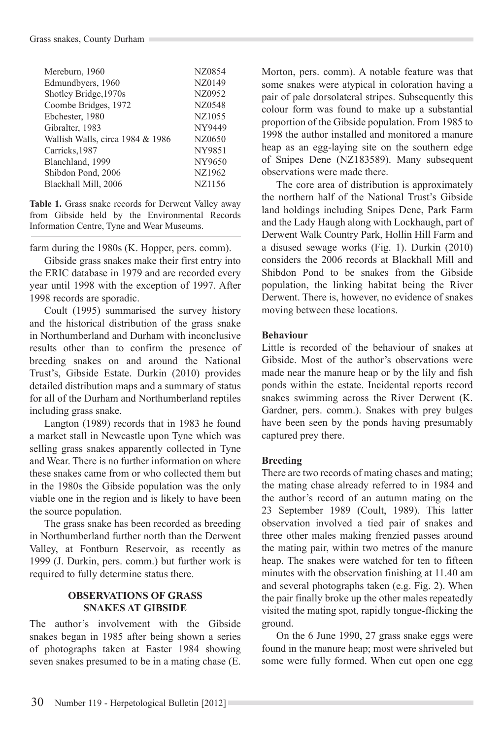| Location | Grid reference |
| --- | --- |
| Mereburn, 1960 | NZ0854 |
| Edmundbyers, 1960 | NZ0149 |
| Shotley Bridge,1970s | NZ0952 |
| Coombe Bridges, 1972 | NZ0548 |
| Ebchester, 1980 | NZ1055 |
| Gibralter, 1983 | NY9449 |
| Wallish Walls, circa 1984 & 1986 | NZ0650 |
| Carricks,1987 | NY9851 |
| Blanchland, 1999 | NY9650 |
| Shibdon Pond, 2006 | NZ1962 |
| Blackhall Mill, 2006 | NZ1156 |

**Table 1.** Grass snake records for Derwent Valley away from Gibside held by the Environmental Records Information Centre, Tyne and Wear Museums.

farm during the 1980s (K. Hopper, pers. comm).

Gibside grass snakes make their first entry into the ERIC database in 1979 and are recorded every year until 1998 with the exception of 1997. After 1998 records are sporadic.

Coult (1995) summarised the survey history and the historical distribution of the grass snake in Northumberland and Durham with inconclusive results other than to confirm the presence of breeding snakes on and around the National Trust's, Gibside Estate. Durkin (2010) provides detailed distribution maps and a summary of status for all of the Durham and Northumberland reptiles including grass snake.

Langton (1989) records that in 1983 he found a market stall in Newcastle upon Tyne which was selling grass snakes apparently collected in Tyne and Wear. There is no further information on where these snakes came from or who collected them but in the 1980s the Gibside population was the only viable one in the region and is likely to have been the source population.

The grass snake has been recorded as breeding in Northumberland further north than the Derwent Valley, at Fontburn Reservoir, as recently as 1999 (J. Durkin, pers. comm.) but further work is required to fully determine status there.

## OBSERVATIONS OF GRASS SNAKES AT GIBSIDE

The author's involvement with the Gibside snakes began in 1985 after being shown a series of photographs taken at Easter 1984 showing seven snakes presumed to be in a mating chase (E. Morton, pers. comm). A notable feature was that some snakes were atypical in coloration having a pair of pale dorsolateral stripes. Subsequently this colour form was found to make up a substantial proportion of the Gibside population. From 1985 to 1998 the author installed and monitored a manure heap as an egg-laying site on the southern edge of Snipes Dene (NZ183589). Many subsequent observations were made there.

The core area of distribution is approximately the northern half of the National Trust's Gibside land holdings including Snipes Dene, Park Farm and the Lady Haugh along with Lockhaugh, part of Derwent Walk Country Park, Hollin Hill Farm and a disused sewage works (Fig. 1). Durkin (2010) considers the 2006 records at Blackhall Mill and Shibdon Pond to be snakes from the Gibside population, the linking habitat being the River Derwent. There is, however, no evidence of snakes moving between these locations.

### Behaviour

Little is recorded of the behaviour of snakes at Gibside. Most of the author's observations were made near the manure heap or by the lily and fish ponds within the estate. Incidental reports record snakes swimming across the River Derwent (K. Gardner, pers. comm.). Snakes with prey bulges have been seen by the ponds having presumably captured prey there.

### Breeding

There are two records of mating chases and mating; the mating chase already referred to in 1984 and the author's record of an autumn mating on the 23 September 1989 (Coult, 1989). This latter observation involved a tied pair of snakes and three other males making frenzied passes around the mating pair, within two metres of the manure heap. The snakes were watched for ten to fifteen minutes with the observation finishing at 11.40 am and several photographs taken (e.g. Fig. 2). When the pair finally broke up the other males repeatedly visited the mating spot, rapidly tongue-flicking the ground.

On the 6 June 1990, 27 grass snake eggs were found in the manure heap; most were shriveled but some were fully formed. When cut open one egg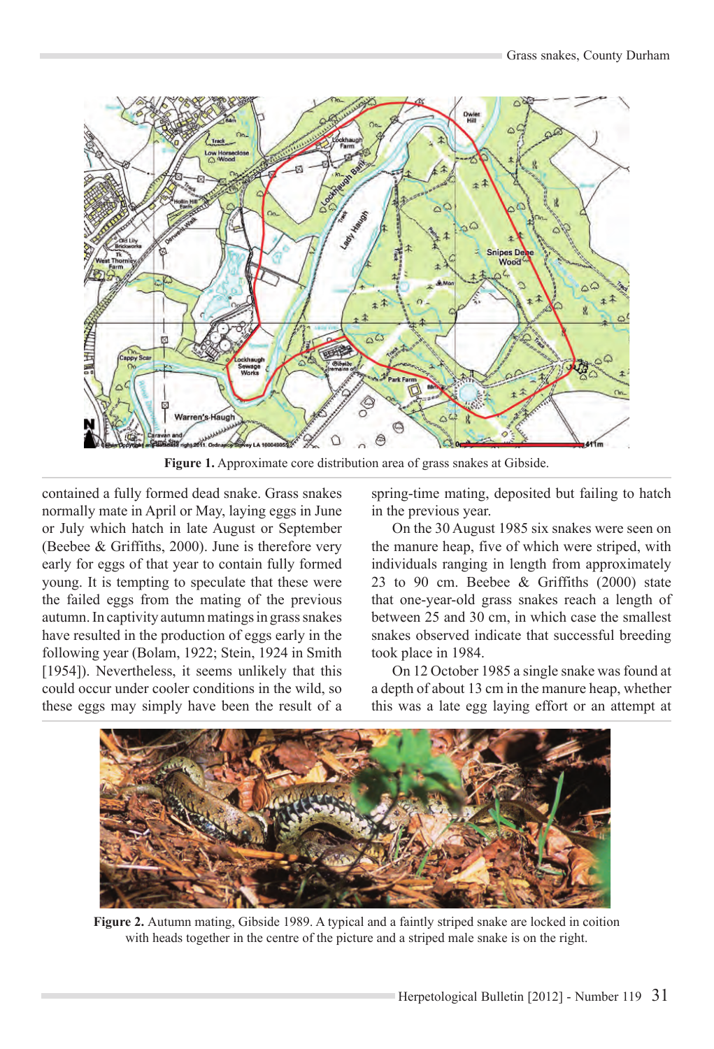Figure 1. Approximate core distribution area of grass snakes at Gibside.

contained a fully formed dead snake. Grass snakes normally mate in April or May, laying eggs in June or July which hatch in late August or September (Beebee & Griffiths, 2000). June is therefore very early for eggs of that year to contain fully formed young. It is tempting to speculate that these were the failed eggs from the mating of the previous autumn. In captivity autumn matings in grass snakes have resulted in the production of eggs early in the following year (Bolam, 1922; Stein, 1924 in Smith [1954]). Nevertheless, it seems unlikely that this could occur under cooler conditions in the wild, so these eggs may simply have been the result of a spring-time mating, deposited but failing to hatch in the previous year.

On the 30 August 1985 six snakes were seen on the manure heap, five of which were striped, with individuals ranging in length from approximately 23 to 90 cm. Beebee & Griffiths (2000) state that one-year-old grass snakes reach a length of between 25 and 30 cm, in which case the smallest snakes observed indicate that successful breeding took place in 1984.

On 12 October 1985 a single snake was found at a depth of about 13 cm in the manure heap, whether this was a late egg laying effort or an attempt at

Figure 2. Autumn mating, Gibside 1989. A typical and a faintly striped snake are locked in coition with heads together in the centre of the picture and a striped male snake is on the right.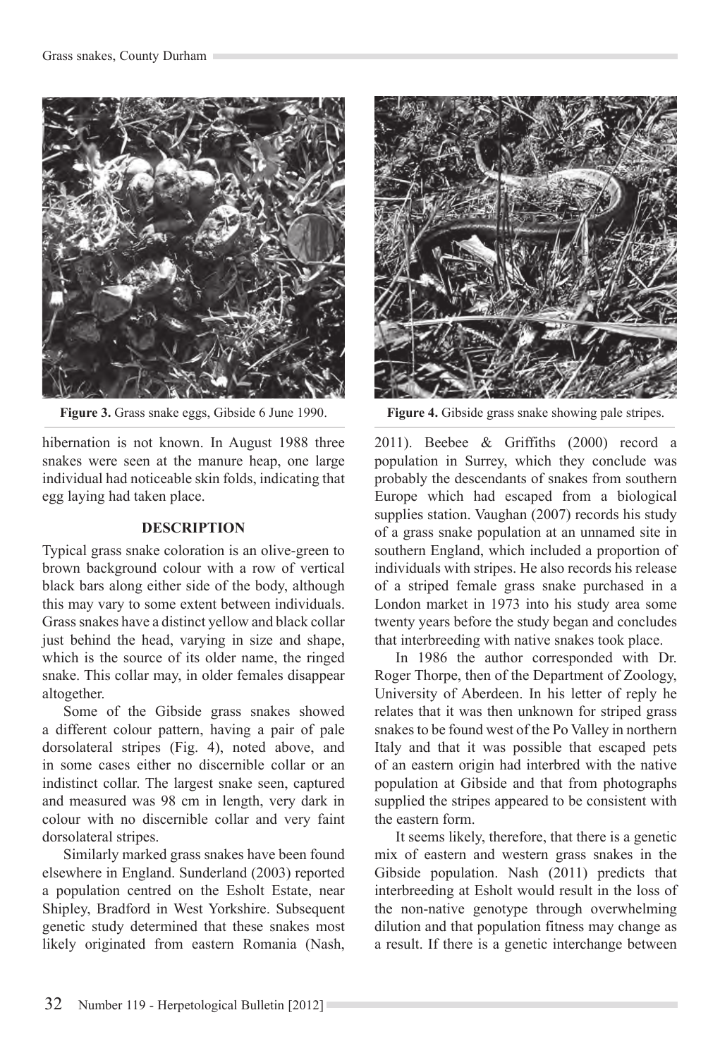Figure 3. Grass snake eggs, Gibside 6 June 1990.

Figure 4. Gibside grass snake showing pale stripes.

hibernation is not known. In August 1988 three snakes were seen at the manure heap, one large individual had noticeable skin folds, indicating that egg laying had taken place.

## DESCRIPTION

Typical grass snake coloration is an olive-green to brown background colour with a row of vertical black bars along either side of the body, although this may vary to some extent between individuals. Grass snakes have a distinct yellow and black collar just behind the head, varying in size and shape, which is the source of its older name, the ringed snake. This collar may, in older females disappear altogether.

Some of the Gibside grass snakes showed a different colour pattern, having a pair of pale dorsolateral stripes (Fig. 4), noted above, and in some cases either no discernible collar or an indistinct collar. The largest snake seen, captured and measured was 98 cm in length, very dark in colour with no discernible collar and very faint dorsolateral stripes.

Similarly marked grass snakes have been found elsewhere in England. Sunderland (2003) reported a population centred on the Esholt Estate, near Shipley, Bradford in West Yorkshire. Subsequent genetic study determined that these snakes most likely originated from eastern Romania (Nash, 2011). Beebee & Griffiths (2000) record a population in Surrey, which they conclude was probably the descendants of snakes from southern Europe which had escaped from a biological supplies station. Vaughan (2007) records his study of a grass snake population at an unnamed site in southern England, which included a proportion of individuals with stripes. He also records his release of a striped female grass snake purchased in a London market in 1973 into his study area some twenty years before the study began and concludes that interbreeding with native snakes took place.

In 1986 the author corresponded with Dr. Roger Thorpe, then of the Department of Zoology, University of Aberdeen. In his letter of reply he relates that it was then unknown for striped grass snakes to be found west of the Po Valley in northern Italy and that it was possible that escaped pets of an eastern origin had interbred with the native population at Gibside and that from photographs supplied the stripes appeared to be consistent with the eastern form.

It seems likely, therefore, that there is a genetic mix of eastern and western grass snakes in the Gibside population. Nash (2011) predicts that interbreeding at Esholt would result in the loss of the non-native genotype through overwhelming dilution and that population fitness may change as a result. If there is a genetic interchange between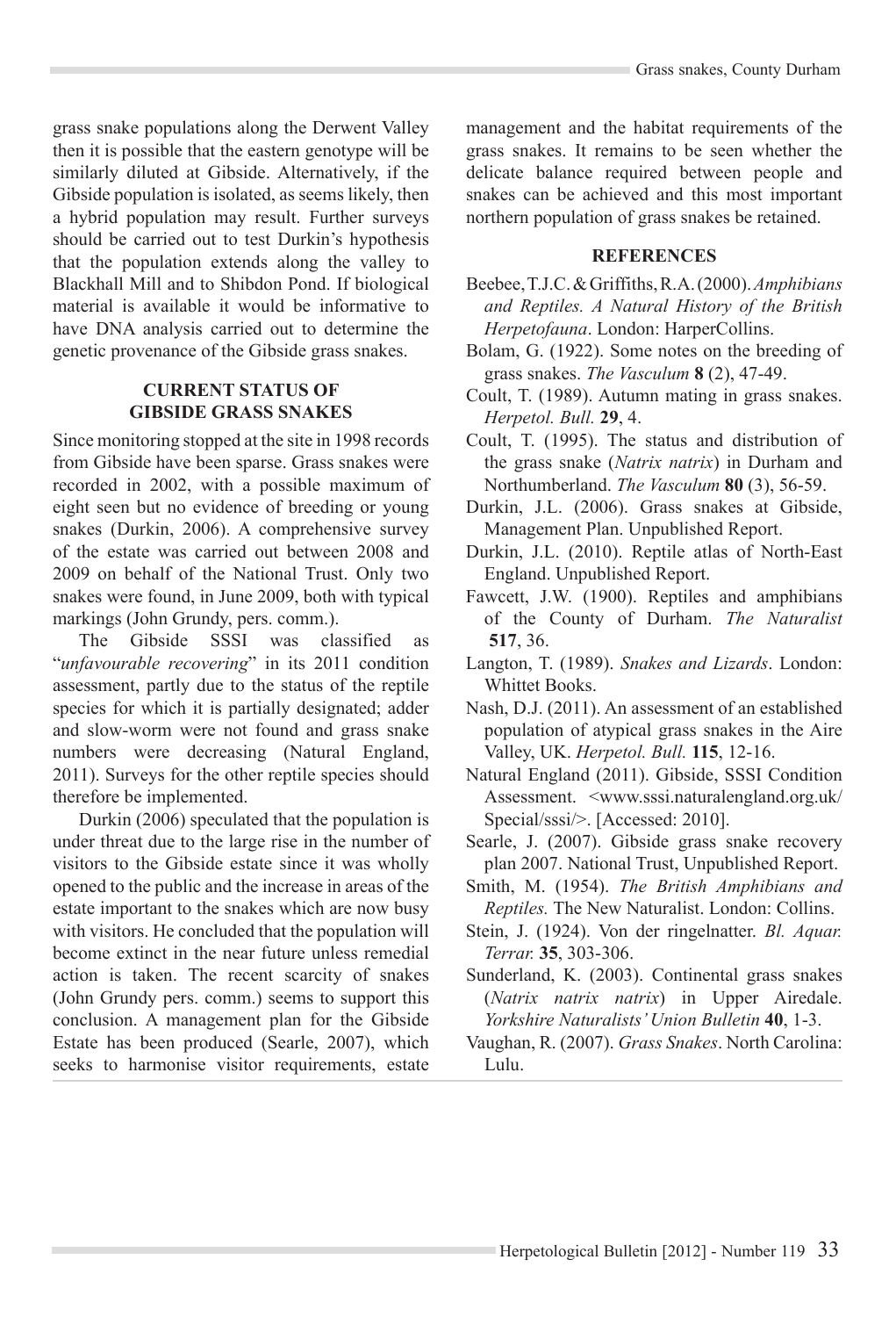grass snake populations along the Derwent Valley then it is possible that the eastern genotype will be similarly diluted at Gibside. Alternatively, if the Gibside population is isolated, as seems likely, then a hybrid population may result. Further surveys should be carried out to test Durkin's hypothesis that the population extends along the valley to Blackhall Mill and to Shibdon Pond. If biological material is available it would be informative to have DNA analysis carried out to determine the genetic provenance of the Gibside grass snakes.

## CURRENT STATUS OF GIBSIDE GRASS SNAKES

Since monitoring stopped at the site in 1998 records from Gibside have been sparse. Grass snakes were recorded in 2002, with a possible maximum of eight seen but no evidence of breeding or young snakes (Durkin, 2006). A comprehensive survey of the estate was carried out between 2008 and 2009 on behalf of the National Trust. Only two snakes were found, in June 2009, both with typical markings (John Grundy, pers. comm.).

The Gibside SSSI was classified as "*unfavourable recovering*" in its 2011 condition assessment, partly due to the status of the reptile species for which it is partially designated; adder and slow-worm were not found and grass snake numbers were decreasing (Natural England, 2011). Surveys for the other reptile species should therefore be implemented.

Durkin (2006) speculated that the population is under threat due to the large rise in the number of visitors to the Gibside estate since it was wholly opened to the public and the increase in areas of the estate important to the snakes which are now busy with visitors. He concluded that the population will become extinct in the near future unless remedial action is taken. The recent scarcity of snakes (John Grundy pers. comm.) seems to support this conclusion. A management plan for the Gibside Estate has been produced (Searle, 2007), which seeks to harmonise visitor requirements, estate management and the habitat requirements of the grass snakes. It remains to be seen whether the delicate balance required between people and snakes can be achieved and this most important northern population of grass snakes be retained.

## REFERENCES

Beebee, T.J.C. & Griffiths, R.A. (2000). *Amphibians and Reptiles. A Natural History of the British Herpetofauna*. London: HarperCollins.

Bolam, G. (1922). Some notes on the breeding of grass snakes. *The Vasculum* **8** (2), 47-49.

Coult, T. (1989). Autumn mating in grass snakes. *Herpetol. Bull.* **29**, 4.

Coult, T. (1995). The status and distribution of the grass snake (*Natrix natrix*) in Durham and Northumberland. *The Vasculum* **80** (3), 56-59.

Durkin, J.L. (2006). Grass snakes at Gibside, Management Plan. Unpublished Report.

Durkin, J.L. (2010). Reptile atlas of North-East England. Unpublished Report.

Fawcett, J.W. (1900). Reptiles and amphibians of the County of Durham. *The Naturalist* **517**, 36.

Langton, T. (1989). *Snakes and Lizards*. London: Whittet Books.

Nash, D.J. (2011). An assessment of an established population of atypical grass snakes in the Aire Valley, UK. *Herpetol. Bull.* **115**, 12-16.

Natural England (2011). Gibside, SSSI Condition Assessment. <www.sssi.naturalengland.org.uk/Special/sssi/>. [Accessed: 2010].

Searle, J. (2007). Gibside grass snake recovery plan 2007. National Trust, Unpublished Report.

Smith, M. (1954). *The British Amphibians and Reptiles.* The New Naturalist. London: Collins.

Stein, J. (1924). Von der ringelnatter. *Bl. Aquar. Terrar.* **35**, 303-306.

Sunderland, K. (2003). Continental grass snakes (*Natrix natrix natrix*) in Upper Airedale. *Yorkshire Naturalists' Union Bulletin* **40**, 1-3.

Vaughan, R. (2007). *Grass Snakes*. North Carolina: Lulu.